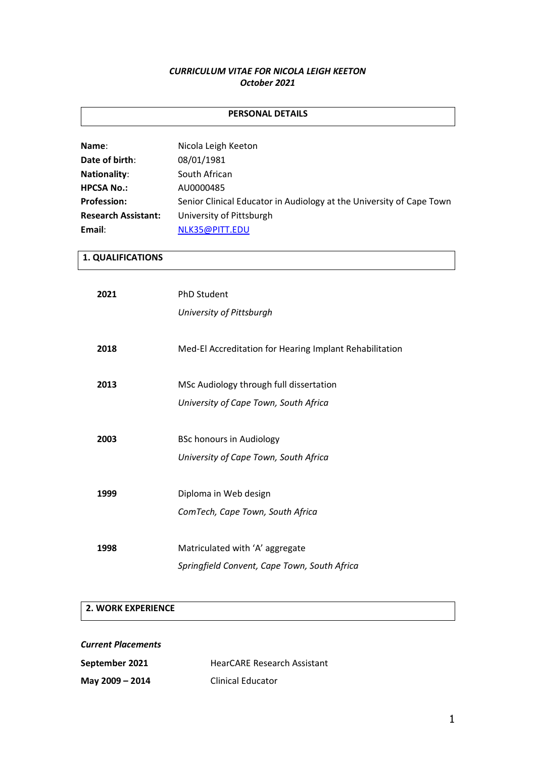***CURRICULUM VITAE FOR NICOLA LEIGH KEETON***
***October 2021***

## PERSONAL DETAILS

| | |
|---|---|
| **Name**: | Nicola Leigh Keeton |
| **Date of birth**: | 08/01/1981 |
| **Nationality**: | South African |
| **HPCSA No.:** | AU0000485 |
| **Profession:** | Senior Clinical Educator in Audiology at the University of Cape Town |
| **Research Assistant:** | University of Pittsburgh |
| **Email**: | NLK35@PITT.EDU |

## 1. QUALIFICATIONS

| | |
|---|---|
| **2021** | PhD Student<br>*University of Pittsburgh* |
| **2018** | Med-El Accreditation for Hearing Implant Rehabilitation |
| **2013** | MSc Audiology through full dissertation<br>*University of Cape Town, South Africa* |
| **2003** | BSc honours in Audiology<br>*University of Cape Town, South Africa* |
| **1999** | Diploma in Web design<br>*ComTech, Cape Town, South Africa* |
| **1998** | Matriculated with 'A' aggregate<br>*Springfield Convent, Cape Town, South Africa* |

## 2. WORK EXPERIENCE

***Current Placements***

| | |
|---|---|
| **September 2021** | HearCARE Research Assistant |
| **May 2009 – 2014** | Clinical Educator |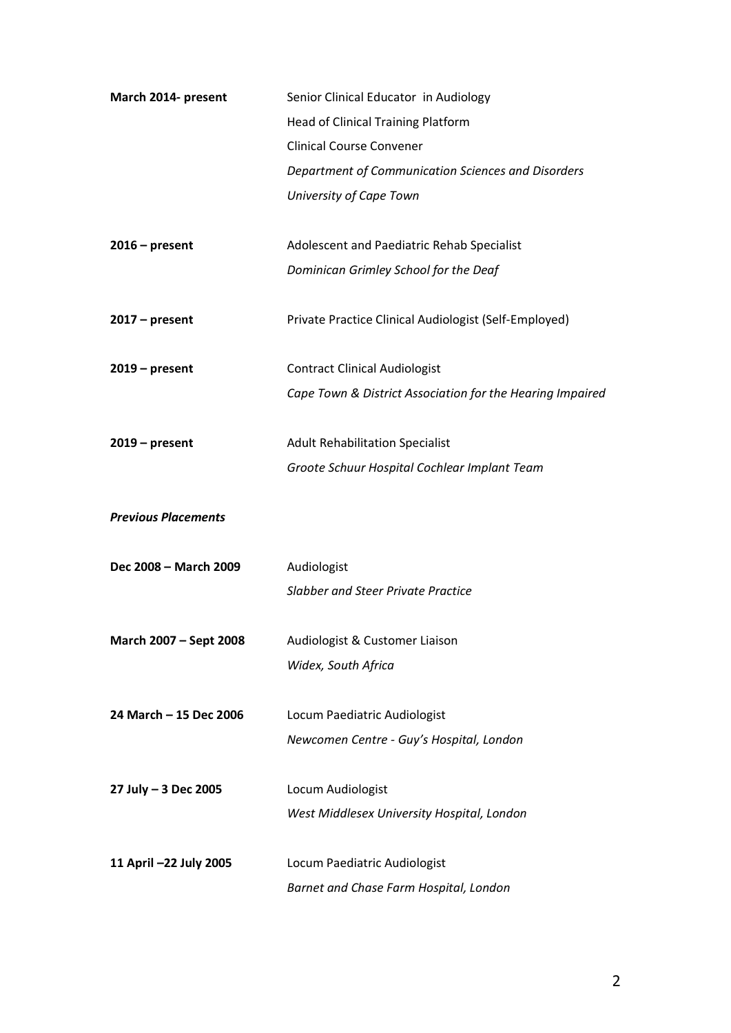**March 2014- present** Senior Clinical Educator in Audiology
Head of Clinical Training Platform
Clinical Course Convener
*Department of Communication Sciences and Disorders*
*University of Cape Town*

**2016 – present** Adolescent and Paediatric Rehab Specialist
*Dominican Grimley School for the Deaf*

**2017 – present** Private Practice Clinical Audiologist (Self-Employed)

**2019 – present** Contract Clinical Audiologist
*Cape Town & District Association for the Hearing Impaired*

**2019 – present** Adult Rehabilitation Specialist
*Groote Schuur Hospital Cochlear Implant Team*

***Previous Placements***

**Dec 2008 – March 2009** Audiologist
*Slabber and Steer Private Practice*

**March 2007 – Sept 2008** Audiologist & Customer Liaison
*Widex, South Africa*

**24 March – 15 Dec 2006** Locum Paediatric Audiologist
*Newcomen Centre - Guy's Hospital, London*

**27 July – 3 Dec 2005** Locum Audiologist
*West Middlesex University Hospital, London*

**11 April –22 July 2005** Locum Paediatric Audiologist
*Barnet and Chase Farm Hospital, London*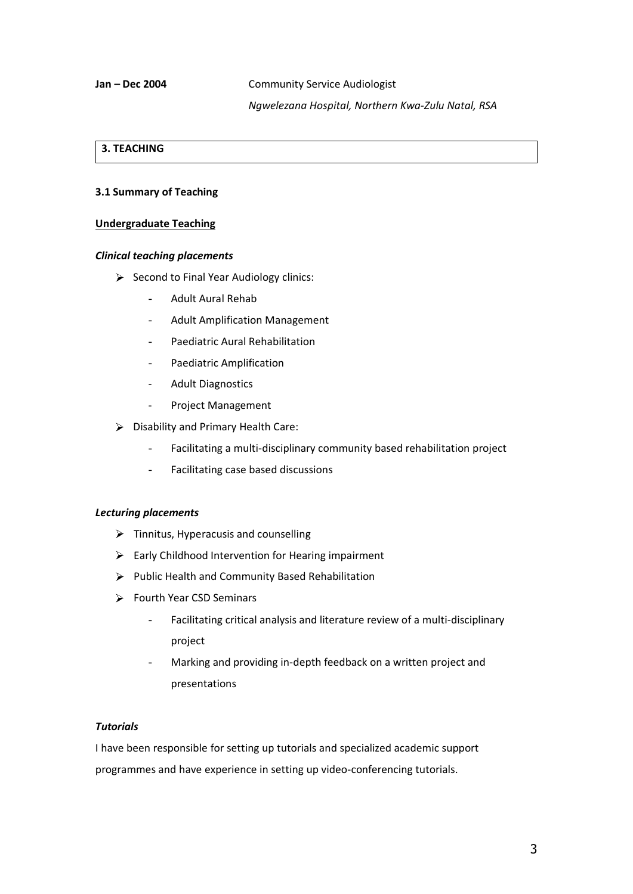**Jan – Dec 2004** Community Service Audiologist

*Ngwelezana Hospital, Northern Kwa-Zulu Natal, RSA*

## 3. TEACHING

### 3.1 Summary of Teaching

**Undergraduate Teaching**

***Clinical teaching placements***

- Second to Final Year Audiology clinics:
  - Adult Aural Rehab
  - Adult Amplification Management
  - Paediatric Aural Rehabilitation
  - Paediatric Amplification
  - Adult Diagnostics
  - Project Management
- Disability and Primary Health Care:
  - Facilitating a multi-disciplinary community based rehabilitation project
  - Facilitating case based discussions

***Lecturing placements***

- Tinnitus, Hyperacusis and counselling
- Early Childhood Intervention for Hearing impairment
- Public Health and Community Based Rehabilitation
- Fourth Year CSD Seminars
  - Facilitating critical analysis and literature review of a multi-disciplinary project
  - Marking and providing in-depth feedback on a written project and presentations

***Tutorials***

I have been responsible for setting up tutorials and specialized academic support programmes and have experience in setting up video-conferencing tutorials.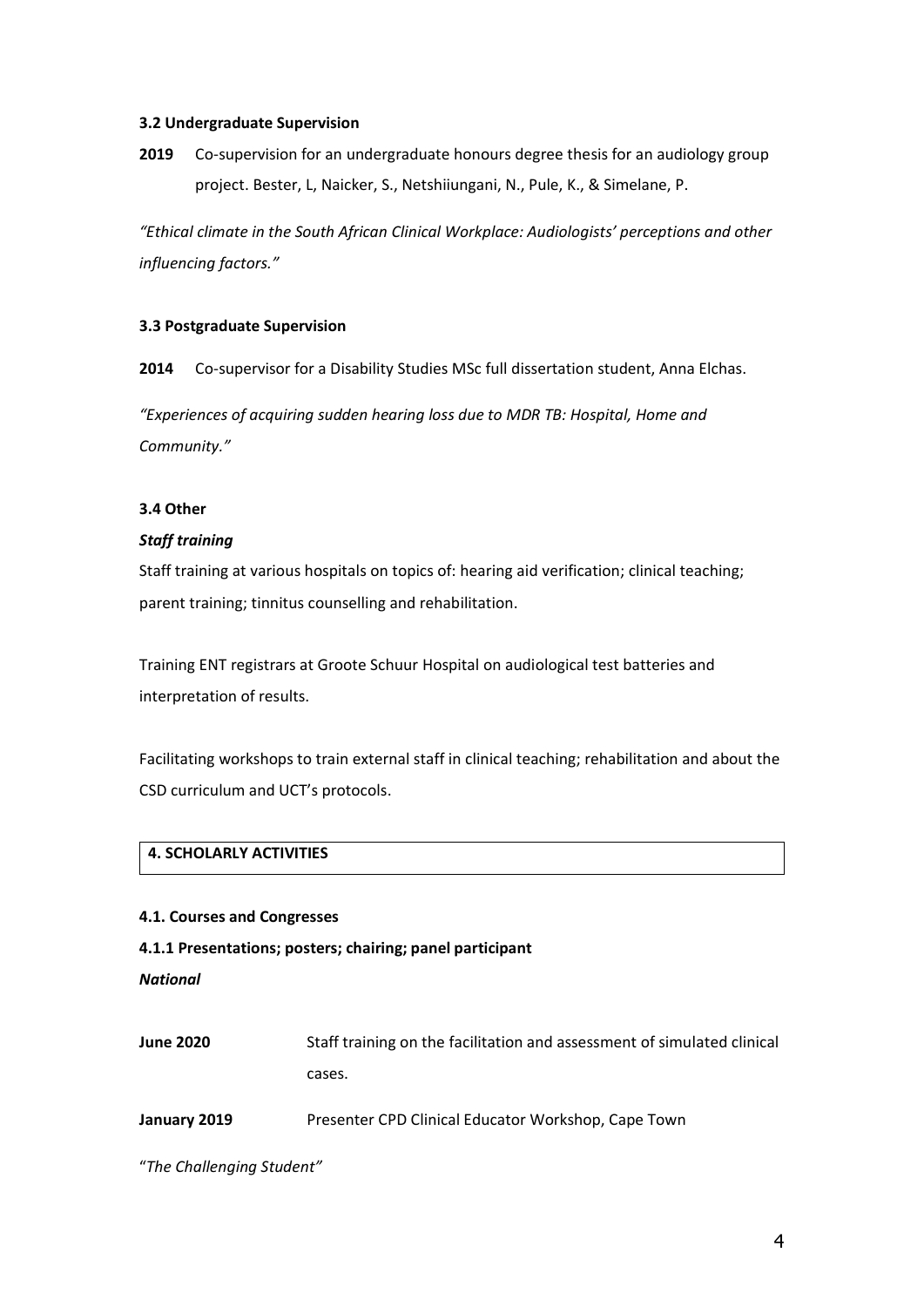**3.2 Undergraduate Supervision**

**2019** Co-supervision for an undergraduate honours degree thesis for an audiology group project. Bester, L, Naicker, S., Netshiiungani, N., Pule, K., & Simelane, P.

*"Ethical climate in the South African Clinical Workplace: Audiologists' perceptions and other influencing factors."*

**3.3 Postgraduate Supervision**

**2014** Co-supervisor for a Disability Studies MSc full dissertation student, Anna Elchas.

*"Experiences of acquiring sudden hearing loss due to MDR TB: Hospital, Home and Community."*

**3.4 Other**

***Staff training***

Staff training at various hospitals on topics of: hearing aid verification; clinical teaching; parent training; tinnitus counselling and rehabilitation.

Training ENT registrars at Groote Schuur Hospital on audiological test batteries and interpretation of results.

Facilitating workshops to train external staff in clinical teaching; rehabilitation and about the CSD curriculum and UCT's protocols.

## 4. SCHOLARLY ACTIVITIES

**4.1. Courses and Congresses**

**4.1.1 Presentations; posters; chairing; panel participant**

***National***

**June 2020** Staff training on the facilitation and assessment of simulated clinical cases.

**January 2019** Presenter CPD Clinical Educator Workshop, Cape Town

"*The Challenging Student"*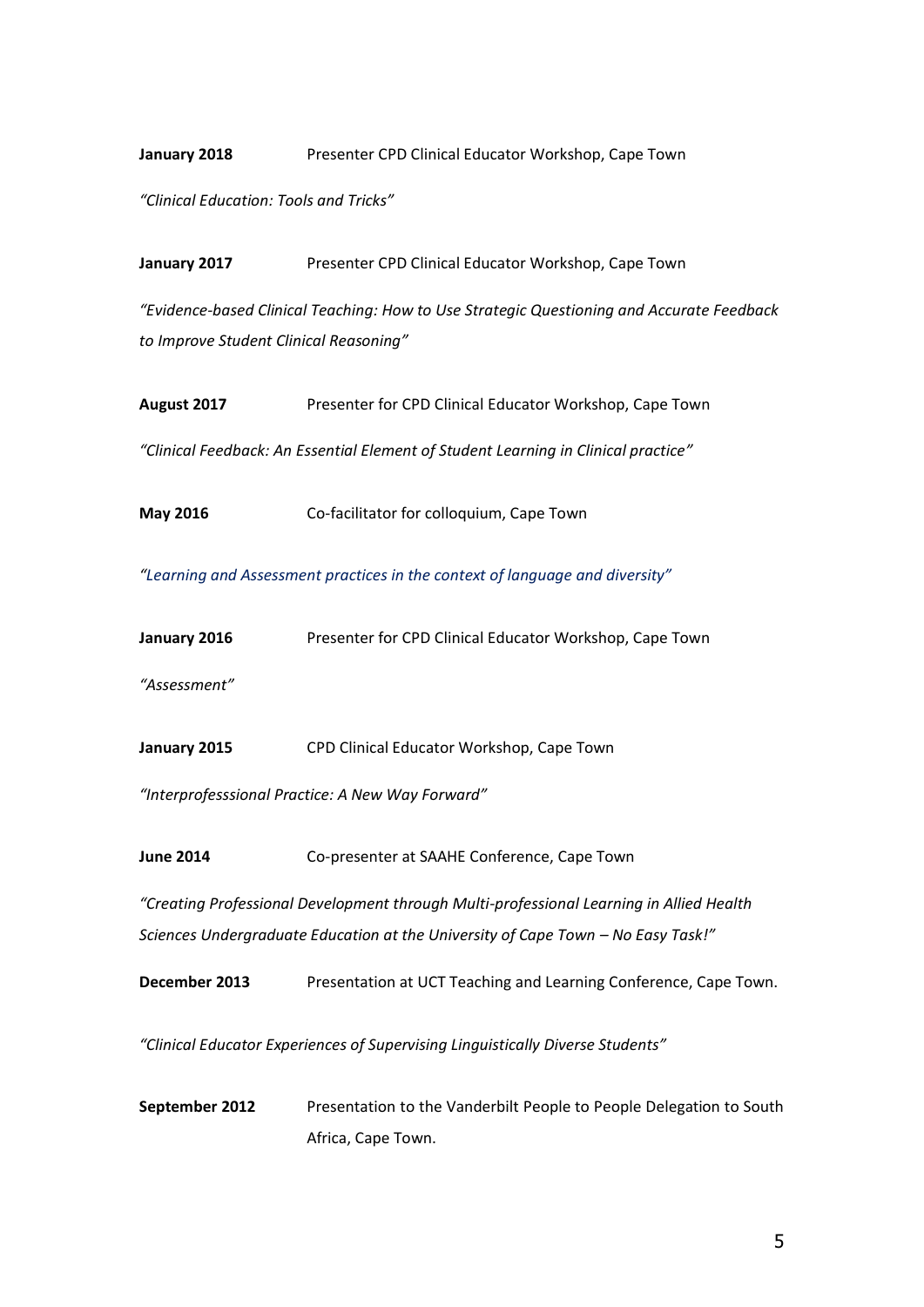**January 2018** Presenter CPD Clinical Educator Workshop, Cape Town

*"Clinical Education: Tools and Tricks"*

**January 2017** Presenter CPD Clinical Educator Workshop, Cape Town

*"Evidence-based Clinical Teaching: How to Use Strategic Questioning and Accurate Feedback to Improve Student Clinical Reasoning"*

**August 2017** Presenter for CPD Clinical Educator Workshop, Cape Town

*"Clinical Feedback: An Essential Element of Student Learning in Clinical practice"*

**May 2016** Co-facilitator for colloquium, Cape Town

*"Learning and Assessment practices in the context of language and diversity"*

**January 2016** Presenter for CPD Clinical Educator Workshop, Cape Town

*"Assessment"*

**January 2015** CPD Clinical Educator Workshop, Cape Town

*"Interprofesssional Practice: A New Way Forward"*

**June 2014** Co-presenter at SAAHE Conference, Cape Town

*"Creating Professional Development through Multi-professional Learning in Allied Health Sciences Undergraduate Education at the University of Cape Town – No Easy Task!"*

**December 2013** Presentation at UCT Teaching and Learning Conference, Cape Town.

*"Clinical Educator Experiences of Supervising Linguistically Diverse Students"*

**September 2012** Presentation to the Vanderbilt People to People Delegation to South Africa, Cape Town.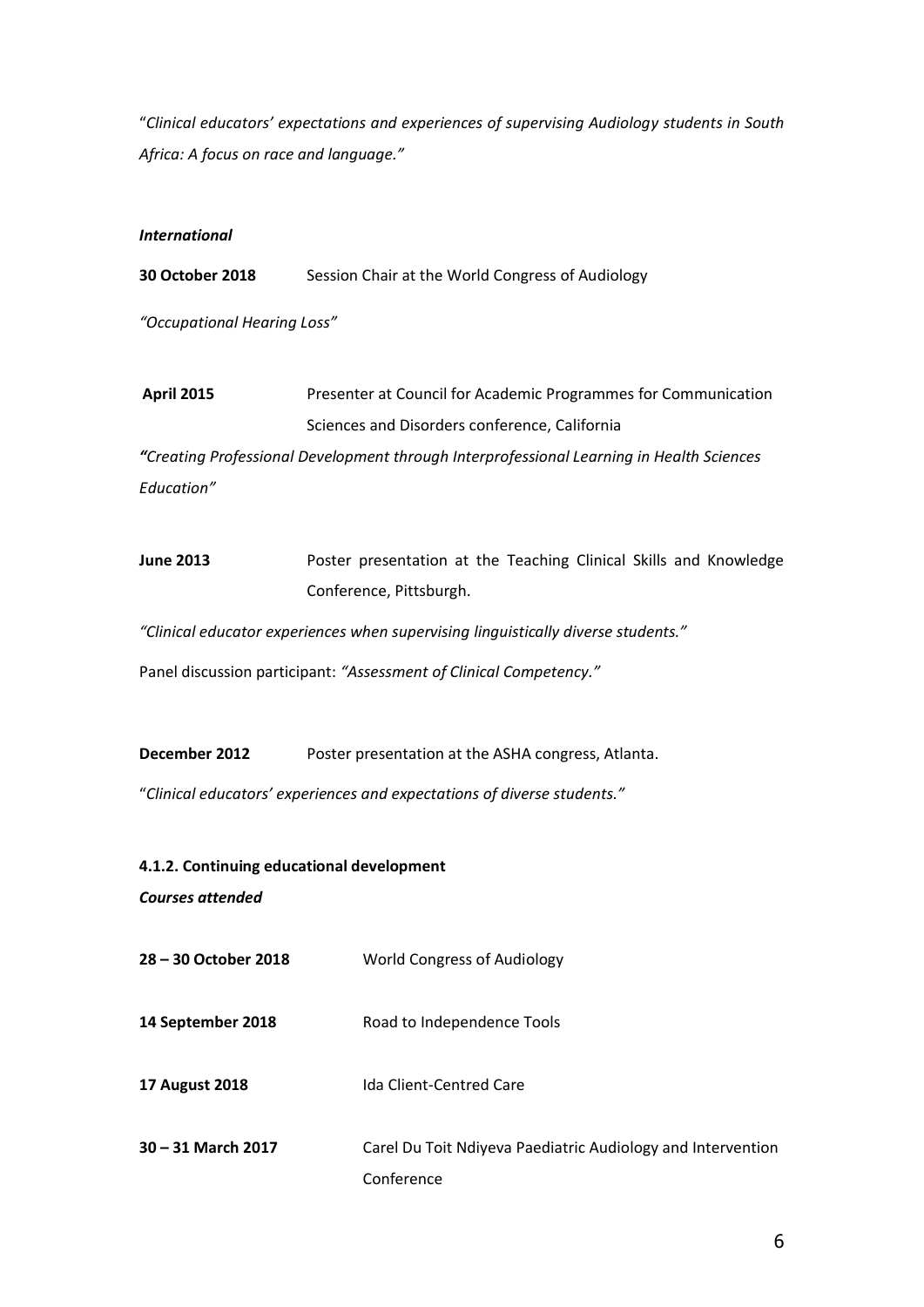"*Clinical educators' expectations and experiences of supervising Audiology students in South Africa: A focus on race and language."*

***International***

**30 October 2018** Session Chair at the World Congress of Audiology

*"Occupational Hearing Loss"*

**April 2015** Presenter at Council for Academic Programmes for Communication Sciences and Disorders conference, California

***"****Creating Professional Development through Interprofessional Learning in Health Sciences Education"*

**June 2013** Poster presentation at the Teaching Clinical Skills and Knowledge Conference, Pittsburgh.

*"Clinical educator experiences when supervising linguistically diverse students."*

Panel discussion participant: *"Assessment of Clinical Competency."*

**December 2012** Poster presentation at the ASHA congress, Atlanta.

"*Clinical educators' experiences and expectations of diverse students."*

**4.1.2. Continuing educational development**

***Courses attended***

**28 – 30 October 2018** World Congress of Audiology

**14 September 2018** Road to Independence Tools

**17 August 2018** Ida Client-Centred Care

**30 – 31 March 2017** Carel Du Toit Ndiyeva Paediatric Audiology and Intervention Conference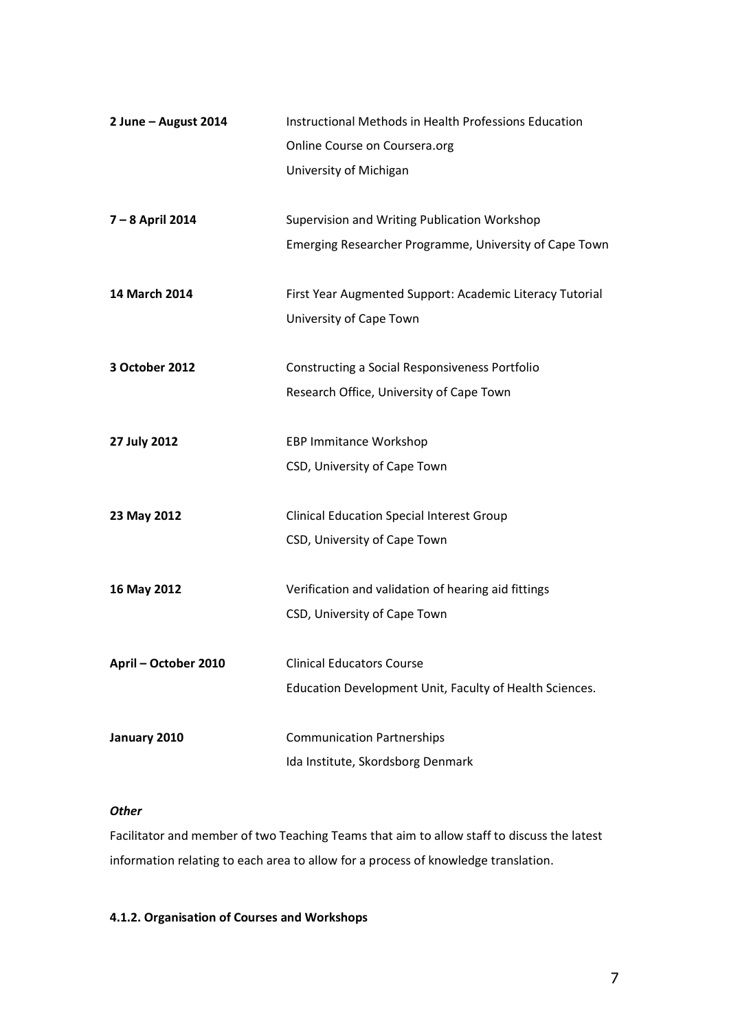| | |
|---|---|
| **2 June – August 2014** | Instructional Methods in Health Professions Education<br>Online Course on Coursera.org<br>University of Michigan |
| **7 – 8 April 2014** | Supervision and Writing Publication Workshop<br>Emerging Researcher Programme, University of Cape Town |
| **14 March 2014** | First Year Augmented Support: Academic Literacy Tutorial<br>University of Cape Town |
| **3 October 2012** | Constructing a Social Responsiveness Portfolio<br>Research Office, University of Cape Town |
| **27 July 2012** | EBP Immitance Workshop<br>CSD, University of Cape Town |
| **23 May 2012** | Clinical Education Special Interest Group<br>CSD, University of Cape Town |
| **16 May 2012** | Verification and validation of hearing aid fittings<br>CSD, University of Cape Town |
| **April – October 2010** | Clinical Educators Course<br>Education Development Unit, Faculty of Health Sciences. |
| **January 2010** | Communication Partnerships<br>Ida Institute, Skordsborg Denmark |

***Other***

Facilitator and member of two Teaching Teams that aim to allow staff to discuss the latest information relating to each area to allow for a process of knowledge translation.

**4.1.2. Organisation of Courses and Workshops**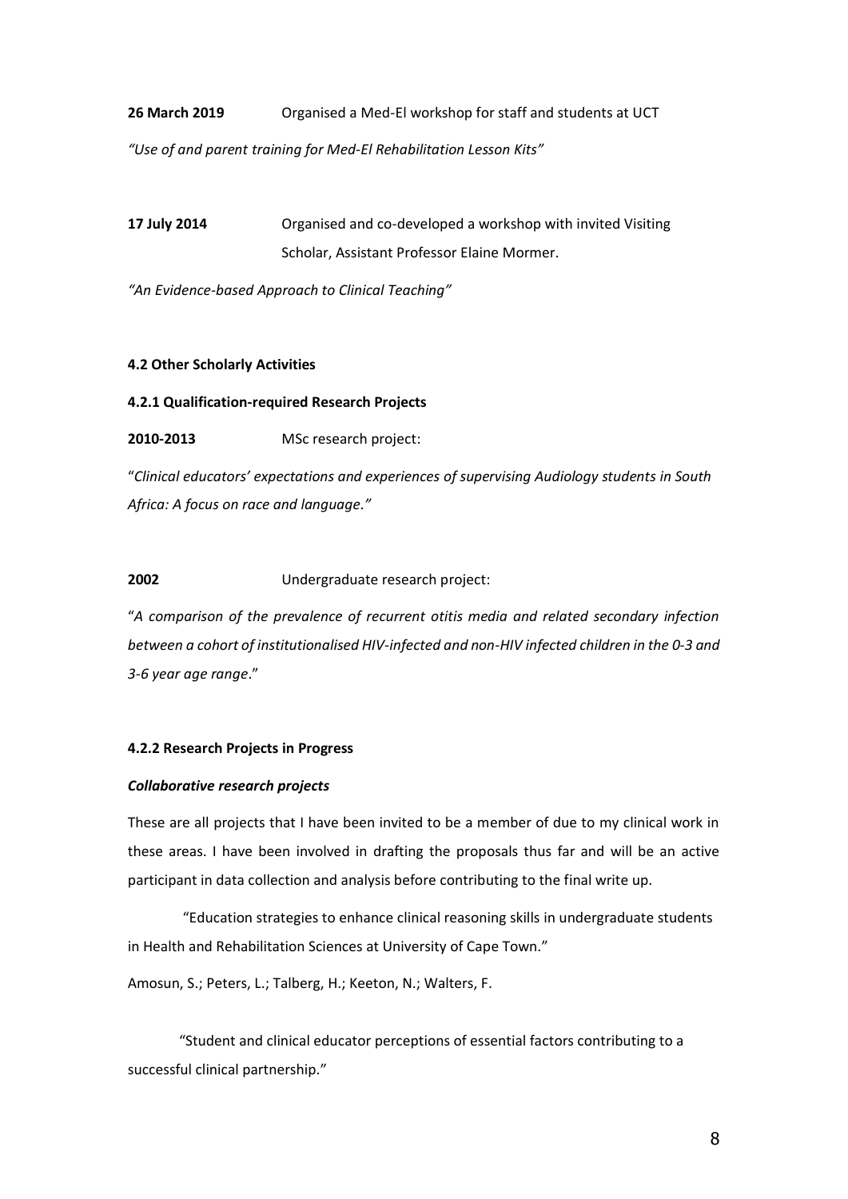**26 March 2019** Organised a Med-El workshop for staff and students at UCT

*"Use of and parent training for Med-El Rehabilitation Lesson Kits"*

**17 July 2014** Organised and co-developed a workshop with invited Visiting Scholar, Assistant Professor Elaine Mormer.

*"An Evidence-based Approach to Clinical Teaching"*

#### 4.2 Other Scholarly Activities

##### 4.2.1 Qualification-required Research Projects

**2010-2013** MSc research project:

"*Clinical educators' expectations and experiences of supervising Audiology students in South Africa: A focus on race and language."*

**2002** Undergraduate research project:

"*A comparison of the prevalence of recurrent otitis media and related secondary infection between a cohort of institutionalised HIV-infected and non-HIV infected children in the 0-3 and 3-6 year age range*."

##### 4.2.2 Research Projects in Progress

***Collaborative research projects***

These are all projects that I have been invited to be a member of due to my clinical work in these areas. I have been involved in drafting the proposals thus far and will be an active participant in data collection and analysis before contributing to the final write up.

"Education strategies to enhance clinical reasoning skills in undergraduate students in Health and Rehabilitation Sciences at University of Cape Town."

Amosun, S.; Peters, L.; Talberg, H.; Keeton, N.; Walters, F.

"Student and clinical educator perceptions of essential factors contributing to a successful clinical partnership."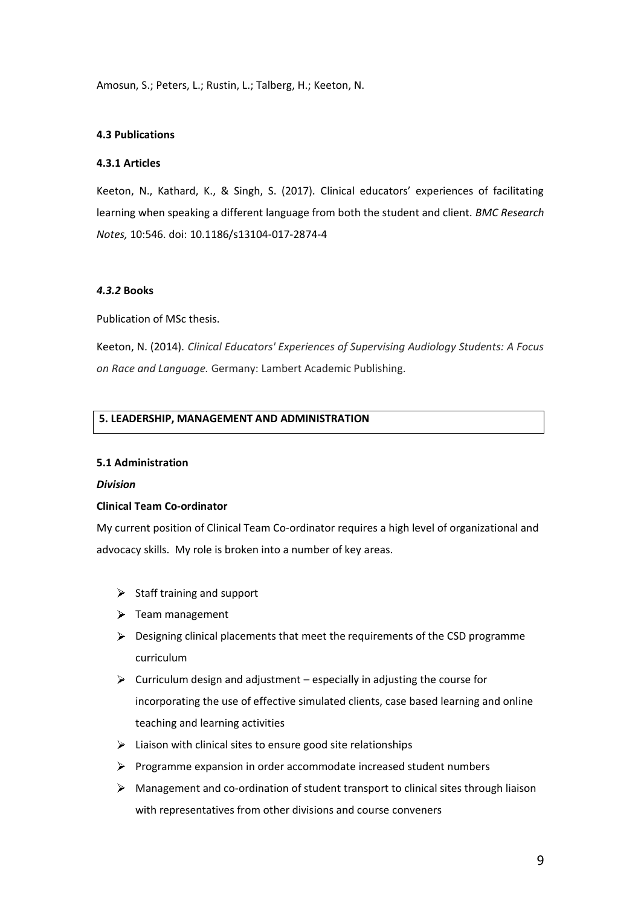Amosun, S.; Peters, L.; Rustin, L.; Talberg, H.; Keeton, N.

### 4.3 Publications

#### 4.3.1 Articles

Keeton, N., Kathard, K., & Singh, S. (2017). Clinical educators' experiences of facilitating learning when speaking a different language from both the student and client. *BMC Research Notes,* 10:546. doi: 10.1186/s13104-017-2874-4

#### *4.3.2* Books

Publication of MSc thesis.

Keeton, N. (2014). *Clinical Educators' Experiences of Supervising Audiology Students: A Focus on Race and Language.* Germany: Lambert Academic Publishing.

## 5. LEADERSHIP, MANAGEMENT AND ADMINISTRATION

### 5.1 Administration

***Division***

**Clinical Team Co-ordinator**

My current position of Clinical Team Co-ordinator requires a high level of organizational and advocacy skills. My role is broken into a number of key areas.

- Staff training and support
- Team management
- Designing clinical placements that meet the requirements of the CSD programme curriculum
- Curriculum design and adjustment – especially in adjusting the course for incorporating the use of effective simulated clients, case based learning and online teaching and learning activities
- Liaison with clinical sites to ensure good site relationships
- Programme expansion in order accommodate increased student numbers
- Management and co-ordination of student transport to clinical sites through liaison with representatives from other divisions and course conveners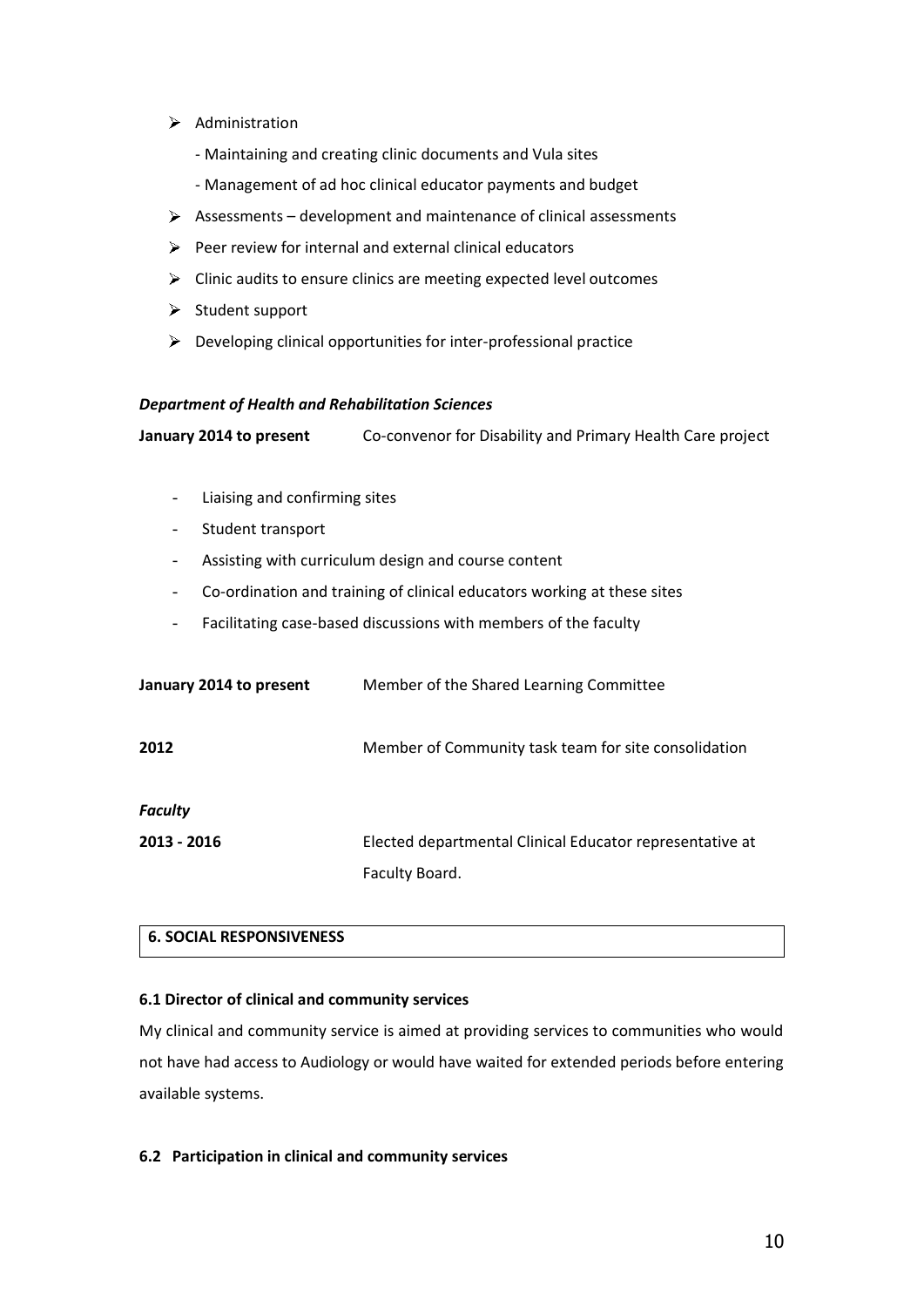- Administration
  - Maintaining and creating clinic documents and Vula sites
  - Management of ad hoc clinical educator payments and budget
- Assessments – development and maintenance of clinical assessments
- Peer review for internal and external clinical educators
- Clinic audits to ensure clinics are meeting expected level outcomes
- Student support
- Developing clinical opportunities for inter-professional practice

***Department of Health and Rehabilitation Sciences***

**January 2014 to present** Co-convenor for Disability and Primary Health Care project

- Liaising and confirming sites
- Student transport
- Assisting with curriculum design and course content
- Co-ordination and training of clinical educators working at these sites
- Facilitating case-based discussions with members of the faculty

**January 2014 to present** Member of the Shared Learning Committee

**2012** Member of Community task team for site consolidation

***Faculty***

**2013 - 2016** Elected departmental Clinical Educator representative at Faculty Board.

## 6. SOCIAL RESPONSIVENESS

### 6.1 Director of clinical and community services

My clinical and community service is aimed at providing services to communities who would not have had access to Audiology or would have waited for extended periods before entering available systems.

### 6.2 Participation in clinical and community services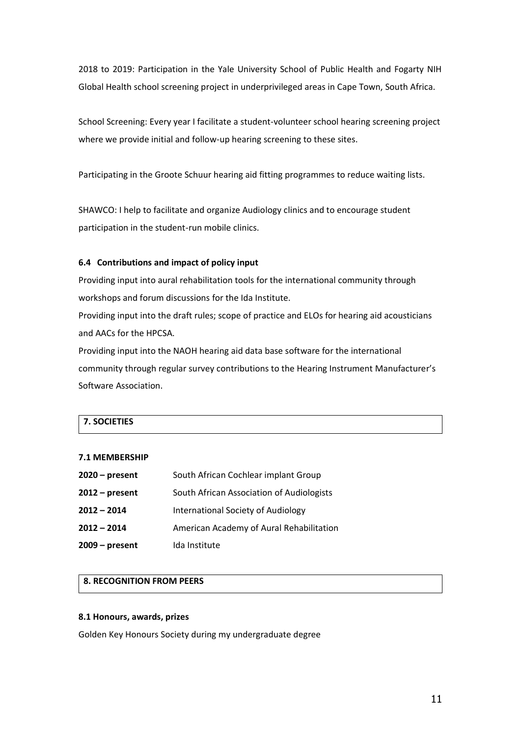2018 to 2019: Participation in the Yale University School of Public Health and Fogarty NIH Global Health school screening project in underprivileged areas in Cape Town, South Africa.

School Screening: Every year I facilitate a student-volunteer school hearing screening project where we provide initial and follow-up hearing screening to these sites.

Participating in the Groote Schuur hearing aid fitting programmes to reduce waiting lists.

SHAWCO: I help to facilitate and organize Audiology clinics and to encourage student participation in the student-run mobile clinics.

### 6.4 Contributions and impact of policy input

Providing input into aural rehabilitation tools for the international community through workshops and forum discussions for the Ida Institute.

Providing input into the draft rules; scope of practice and ELOs for hearing aid acousticians and AACs for the HPCSA.

Providing input into the NAOH hearing aid data base software for the international community through regular survey contributions to the Hearing Instrument Manufacturer's Software Association.

## 7. SOCIETIES

### 7.1 MEMBERSHIP

| | |
|---|---|
| **2020 – present** | South African Cochlear implant Group |
| **2012 – present** | South African Association of Audiologists |
| **2012 – 2014** | International Society of Audiology |
| **2012 – 2014** | American Academy of Aural Rehabilitation |
| **2009 – present** | Ida Institute |

## 8. RECOGNITION FROM PEERS

### 8.1 Honours, awards, prizes

Golden Key Honours Society during my undergraduate degree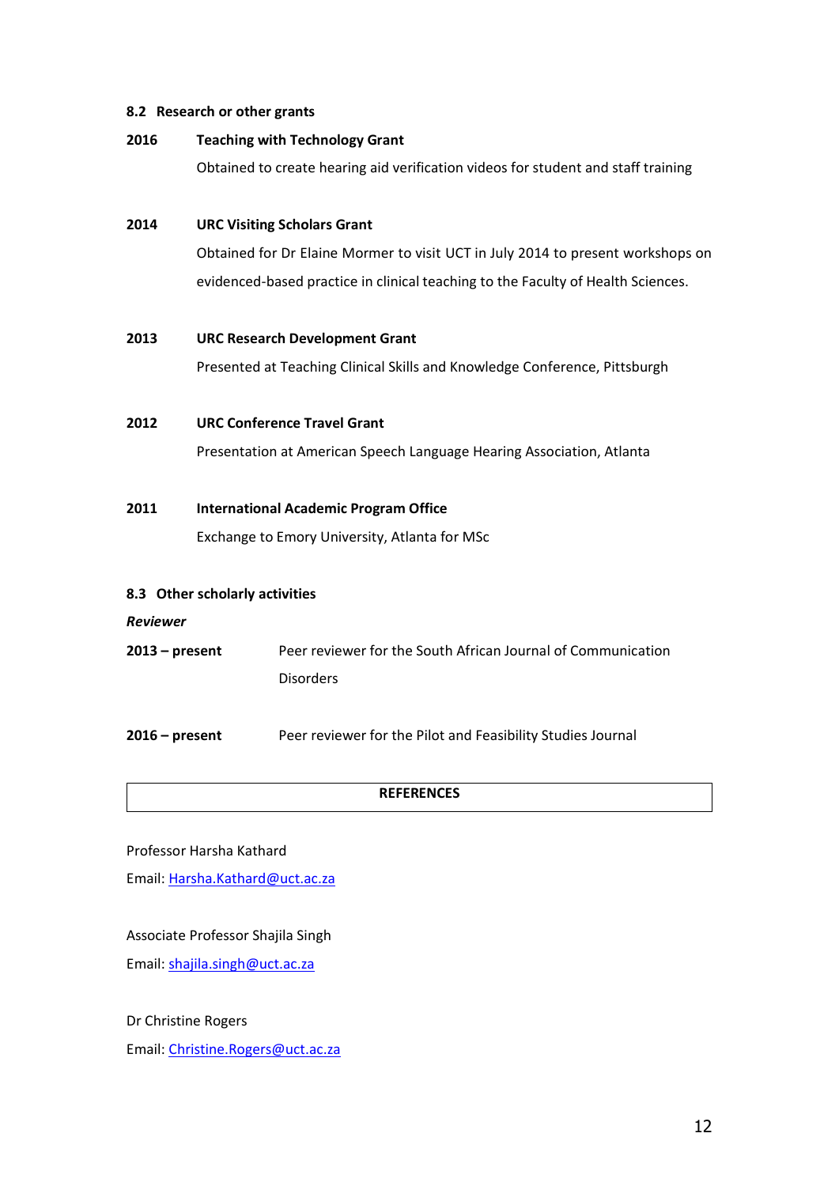### 8.2 Research or other grants

**2016** **Teaching with Technology Grant**

Obtained to create hearing aid verification videos for student and staff training

**2014** **URC Visiting Scholars Grant**

Obtained for Dr Elaine Mormer to visit UCT in July 2014 to present workshops on evidenced-based practice in clinical teaching to the Faculty of Health Sciences.

**2013** **URC Research Development Grant**

Presented at Teaching Clinical Skills and Knowledge Conference, Pittsburgh

**2012** **URC Conference Travel Grant**

Presentation at American Speech Language Hearing Association, Atlanta

**2011** **International Academic Program Office**

Exchange to Emory University, Atlanta for MSc

### 8.3 Other scholarly activities

***Reviewer***

**2013 – present** Peer reviewer for the South African Journal of Communication Disorders

**2016 – present** Peer reviewer for the Pilot and Feasibility Studies Journal

## REFERENCES

Professor Harsha Kathard

Email: Harsha.Kathard@uct.ac.za

Associate Professor Shajila Singh

Email: shajila.singh@uct.ac.za

Dr Christine Rogers

Email: Christine.Rogers@uct.ac.za